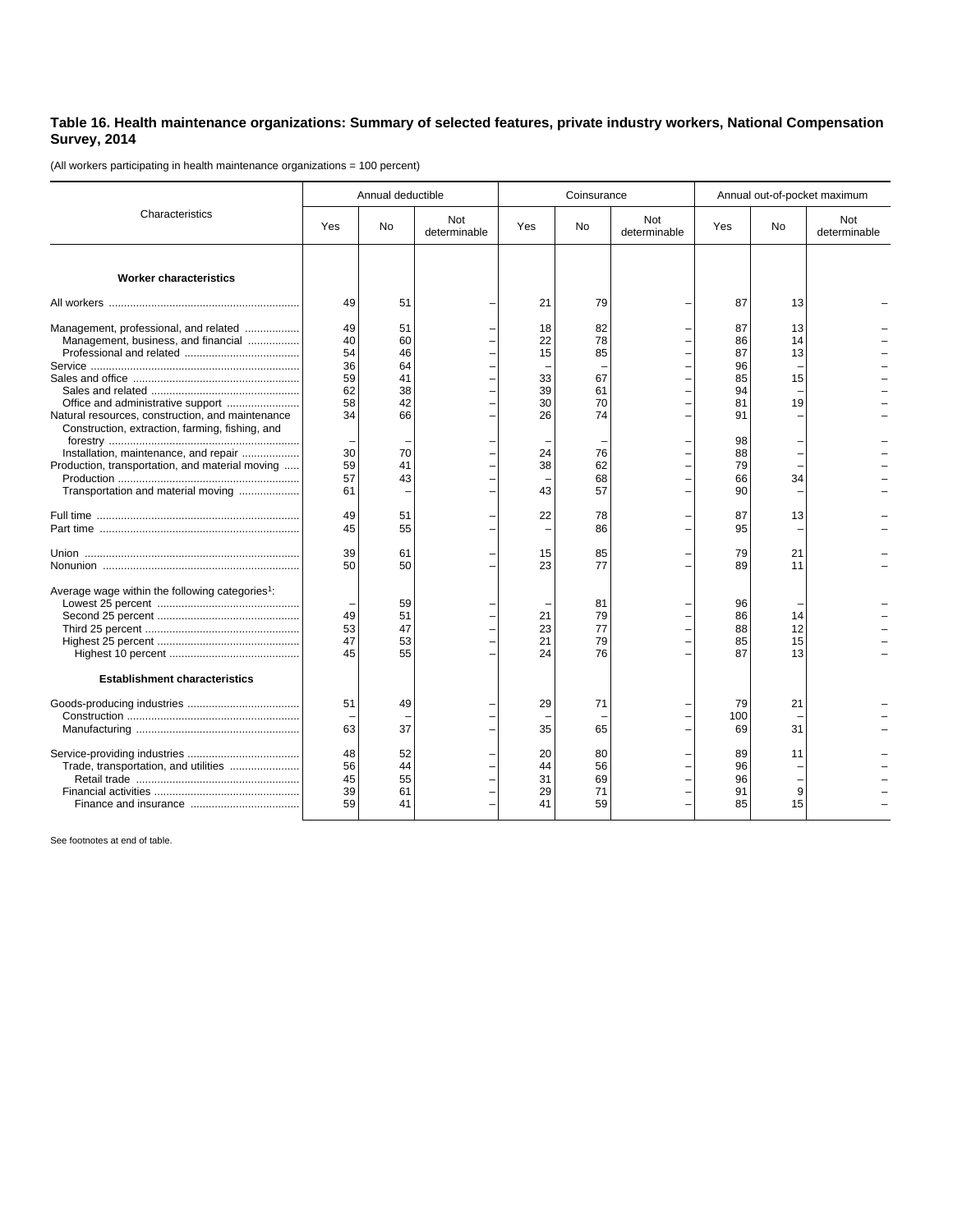## Table 16. Health maintenance organizations: Summary of selected features, private industry workers, National Compensation Survey, 2014

(All workers participating in health maintenance organizations = 100 percent)

| Characteristics | Annual deductible | | | Coinsurance | | | Annual out-of-pocket maximum | | |
|---|---|---|---|---|---|---|---|---|---|
| | Yes | No | Not determinable | Yes | No | Not determinable | Yes | No | Not determinable |
| **Worker characteristics** | | | | | | | | | |
| All workers | 49 | 51 | – | 21 | 79 | – | 87 | 13 | – |
| Management, professional, and related | 49 | 51 | – | 18 | 82 | – | 87 | 13 | – |
| Management, business, and financial | 40 | 60 | – | 22 | 78 | – | 86 | 14 | – |
| Professional and related | 54 | 46 | – | 15 | 85 | – | 87 | 13 | – |
| Service | 36 | 64 | – | – | – | – | 96 | – | – |
| Sales and office | 59 | 41 | – | 33 | 67 | – | 85 | 15 | – |
| Sales and related | 62 | 38 | – | 39 | 61 | – | 94 | – | – |
| Office and administrative support | 58 | 42 | – | 30 | 70 | – | 81 | 19 | – |
| Natural resources, construction, and maintenance | 34 | 66 | – | 26 | 74 | – | 91 | – | – |
| Construction, extraction, farming, fishing, and forestry | – | – | – | – | – | – | 98 | – | – |
| Installation, maintenance, and repair | 30 | 70 | – | 24 | 76 | – | 88 | – | – |
| Production, transportation, and material moving | 59 | 41 | – | 38 | 62 | – | 79 | – | – |
| Production | 57 | 43 | – | – | 68 | – | 66 | 34 | – |
| Transportation and material moving | 61 | – | – | 43 | 57 | – | 90 | – | – |
| Full time | 49 | 51 | – | 22 | 78 | – | 87 | 13 | – |
| Part time | 45 | 55 | – | – | 86 | – | 95 | – | – |
| Union | 39 | 61 | – | 15 | 85 | – | 79 | 21 | – |
| Nonunion | 50 | 50 | – | 23 | 77 | – | 89 | 11 | – |
| Average wage within the following categories[1]: | | | | | | | | | |
| Lowest 25 percent | – | 59 | – | – | 81 | – | 96 | – | – |
| Second 25 percent | 49 | 51 | – | 21 | 79 | – | 86 | 14 | – |
| Third 25 percent | 53 | 47 | – | 23 | 77 | – | 88 | 12 | – |
| Highest 25 percent | 47 | 53 | – | 21 | 79 | – | 85 | 15 | – |
| Highest 10 percent | 45 | 55 | – | 24 | 76 | – | 87 | 13 | – |
| **Establishment characteristics** | | | | | | | | | |
| Goods-producing industries | 51 | 49 | – | 29 | 71 | – | 79 | 21 | – |
| Construction | – | – | – | – | – | – | 100 | – | – |
| Manufacturing | 63 | 37 | – | 35 | 65 | – | 69 | 31 | – |
| Service-providing industries | 48 | 52 | – | 20 | 80 | – | 89 | 11 | – |
| Trade, transportation, and utilities | 56 | 44 | – | 44 | 56 | – | 96 | – | – |
| Retail trade | 45 | 55 | – | 31 | 69 | – | 96 | – | – |
| Financial activities | 39 | 61 | – | 29 | 71 | – | 91 | 9 | – |
| Finance and insurance | 59 | 41 | – | 41 | 59 | – | 85 | 15 | – |

See footnotes at end of table.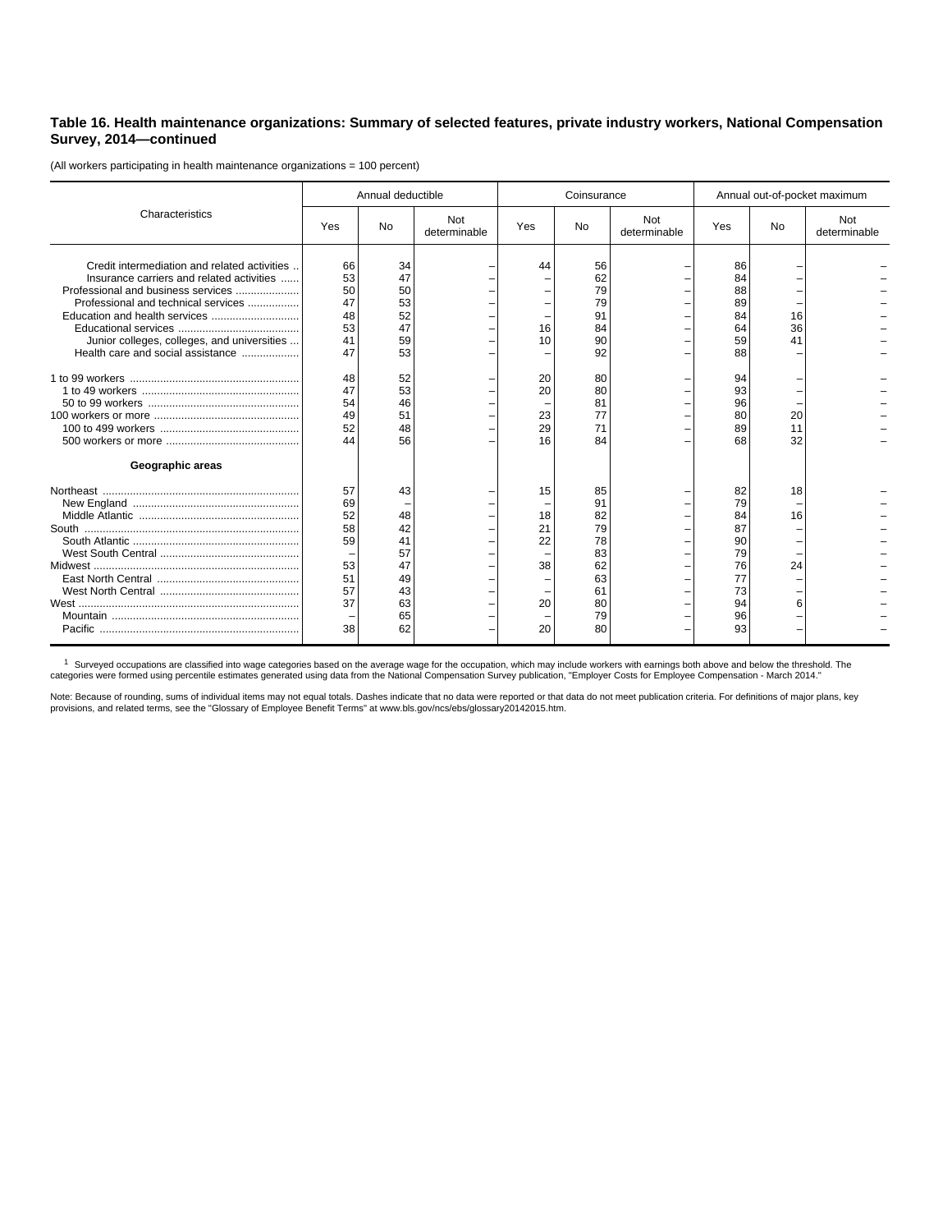### Table 16. Health maintenance organizations: Summary of selected features, private industry workers, National Compensation Survey, 2014—continued

(All workers participating in health maintenance organizations = 100 percent)

| Characteristics | Annual deductible | | | Coinsurance | | | Annual out-of-pocket maximum | | |
|---|---|---|---|---|---|---|---|---|---|
| | Yes | No | Not determinable | Yes | No | Not determinable | Yes | No | Not determinable |
| Credit intermediation and related activities | 66 | 34 | – | 44 | 56 | – | 86 | – | – |
| Insurance carriers and related activities | 53 | 47 | – | – | 62 | – | 84 | – | – |
| Professional and business services | 50 | 50 | – | – | 79 | – | 88 | – | – |
| Professional and technical services | 47 | 53 | – | – | 79 | – | 89 | – | – |
| Education and health services | 48 | 52 | – | – | 91 | – | 84 | 16 | – |
| Educational services | 53 | 47 | – | 16 | 84 | – | 64 | 36 | – |
| Junior colleges, colleges, and universities | 41 | 59 | – | 10 | 90 | – | 59 | 41 | – |
| Health care and social assistance | 47 | 53 | – | – | 92 | – | 88 | – | – |
| 1 to 99 workers | 48 | 52 | – | 20 | 80 | – | 94 | – | – |
| 1 to 49 workers | 47 | 53 | – | 20 | 80 | – | 93 | – | – |
| 50 to 99 workers | 54 | 46 | – | – | 81 | – | 96 | – | – |
| 100 workers or more | 49 | 51 | – | 23 | 77 | – | 80 | 20 | – |
| 100 to 499 workers | 52 | 48 | – | 29 | 71 | – | 89 | 11 | – |
| 500 workers or more | 44 | 56 | – | 16 | 84 | – | 68 | 32 | – |
| **Geographic areas** | | | | | | | | | |
| Northeast | 57 | 43 | – | 15 | 85 | – | 82 | 18 | – |
| New England | 69 | – | – | – | 91 | – | 79 | – | – |
| Middle Atlantic | 52 | 48 | – | 18 | 82 | – | 84 | 16 | – |
| South | 58 | 42 | – | 21 | 79 | – | 87 | – | – |
| South Atlantic | 59 | 41 | – | 22 | 78 | – | 90 | – | – |
| West South Central | – | 57 | – | – | 83 | – | 79 | – | – |
| Midwest | 53 | 47 | – | 38 | 62 | – | 76 | 24 | – |
| East North Central | 51 | 49 | – | – | 63 | – | 77 | – | – |
| West North Central | 57 | 43 | – | – | 61 | – | 73 | – | – |
| West | 37 | 63 | – | 20 | 80 | – | 94 | 6 | – |
| Mountain | – | 65 | – | – | 79 | – | 96 | – | – |
| Pacific | 38 | 62 | – | 20 | 80 | – | 93 | – | – |

[1] Surveyed occupations are classified into wage categories based on the average wage for the occupation, which may include workers with earnings both above and below the threshold. The categories were formed using percentile estimates generated using data from the National Compensation Survey publication, "Employer Costs for Employee Compensation - March 2014."

Note: Because of rounding, sums of individual items may not equal totals. Dashes indicate that no data were reported or that data do not meet publication criteria. For definitions of major plans, key provisions, and related terms, see the "Glossary of Employee Benefit Terms" at www.bls.gov/ncs/ebs/glossary20142015.htm.